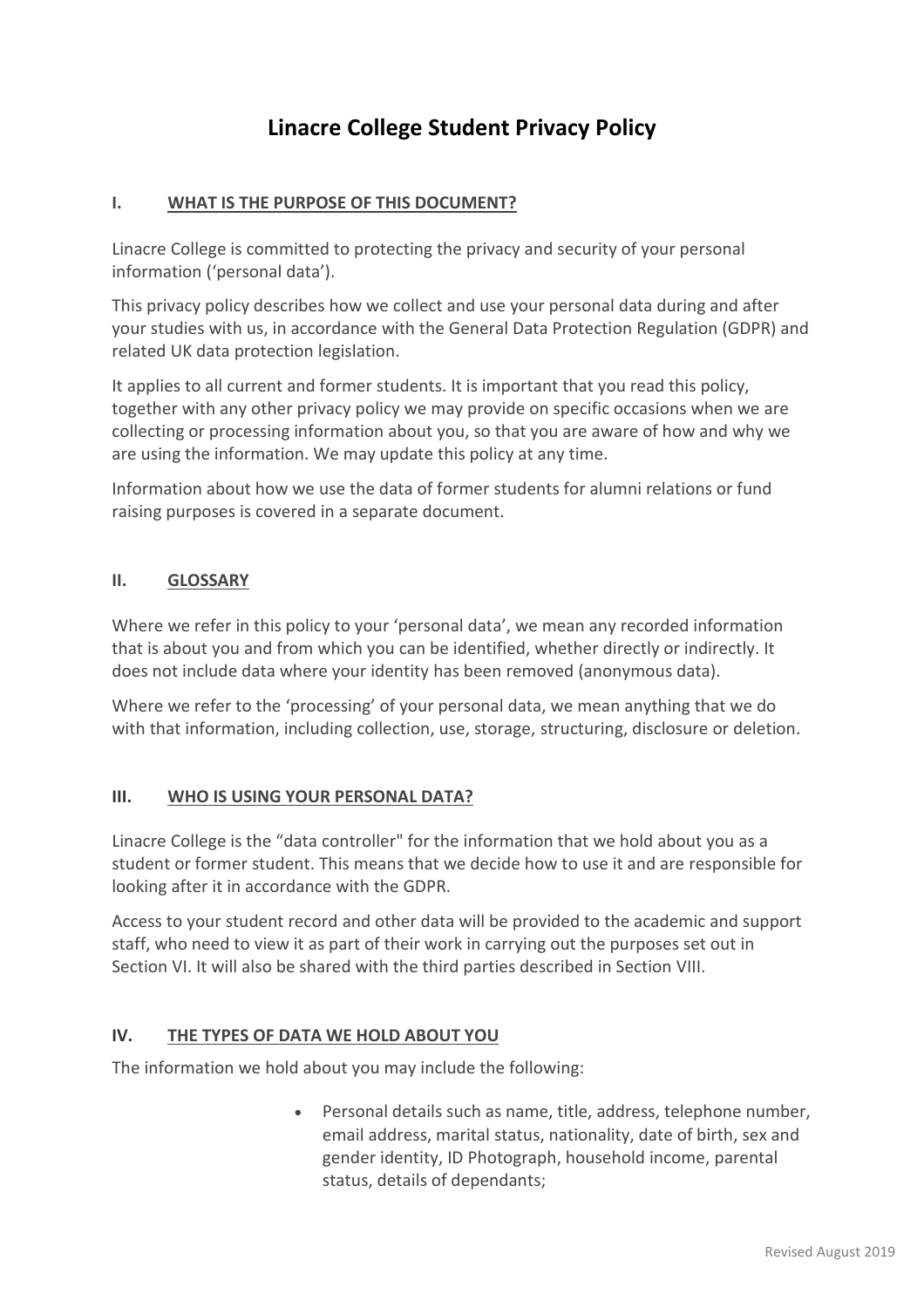# Linacre College Student Privacy Policy

## I. WHAT IS THE PURPOSE OF THIS DOCUMENT?

Linacre College is committed to protecting the privacy and security of your personal information ('personal data').

This privacy policy describes how we collect and use your personal data during and after your studies with us, in accordance with the General Data Protection Regulation (GDPR) and related UK data protection legislation.

It applies to all current and former students. It is important that you read this policy, together with any other privacy policy we may provide on specific occasions when we are collecting or processing information about you, so that you are aware of how and why we are using the information. We may update this policy at any time.

Information about how we use the data of former students for alumni relations or fund raising purposes is covered in a separate document.

## II. GLOSSARY

Where we refer in this policy to your 'personal data', we mean any recorded information that is about you and from which you can be identified, whether directly or indirectly. It does not include data where your identity has been removed (anonymous data).

Where we refer to the 'processing' of your personal data, we mean anything that we do with that information, including collection, use, storage, structuring, disclosure or deletion.

## III. WHO IS USING YOUR PERSONAL DATA?

Linacre College is the "data controller" for the information that we hold about you as a student or former student. This means that we decide how to use it and are responsible for looking after it in accordance with the GDPR.

Access to your student record and other data will be provided to the academic and support staff, who need to view it as part of their work in carrying out the purposes set out in Section VI. It will also be shared with the third parties described in Section VIII.

## IV. THE TYPES OF DATA WE HOLD ABOUT YOU

The information we hold about you may include the following:

- Personal details such as name, title, address, telephone number, email address, marital status, nationality, date of birth, sex and gender identity, ID Photograph, household income, parental status, details of dependants;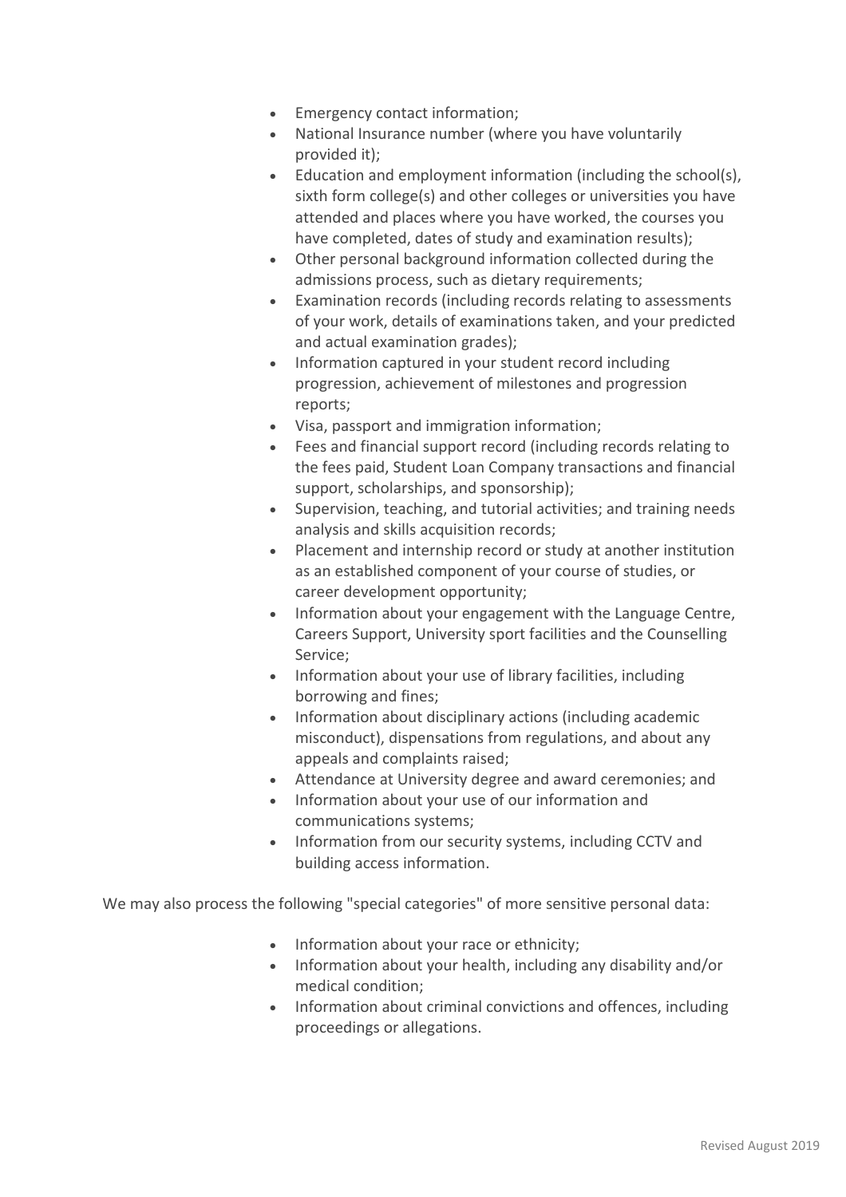- Emergency contact information;
- National Insurance number (where you have voluntarily provided it);
- Education and employment information (including the school(s), sixth form college(s) and other colleges or universities you have attended and places where you have worked, the courses you have completed, dates of study and examination results);
- Other personal background information collected during the admissions process, such as dietary requirements;
- Examination records (including records relating to assessments of your work, details of examinations taken, and your predicted and actual examination grades);
- Information captured in your student record including progression, achievement of milestones and progression reports;
- Visa, passport and immigration information;
- Fees and financial support record (including records relating to the fees paid, Student Loan Company transactions and financial support, scholarships, and sponsorship);
- Supervision, teaching, and tutorial activities; and training needs analysis and skills acquisition records;
- Placement and internship record or study at another institution as an established component of your course of studies, or career development opportunity;
- Information about your engagement with the Language Centre, Careers Support, University sport facilities and the Counselling Service;
- Information about your use of library facilities, including borrowing and fines;
- Information about disciplinary actions (including academic misconduct), dispensations from regulations, and about any appeals and complaints raised;
- Attendance at University degree and award ceremonies; and
- Information about your use of our information and communications systems;
- Information from our security systems, including CCTV and building access information.

We may also process the following "special categories" of more sensitive personal data:

- Information about your race or ethnicity;
- Information about your health, including any disability and/or medical condition;
- Information about criminal convictions and offences, including proceedings or allegations.

Revised August 2019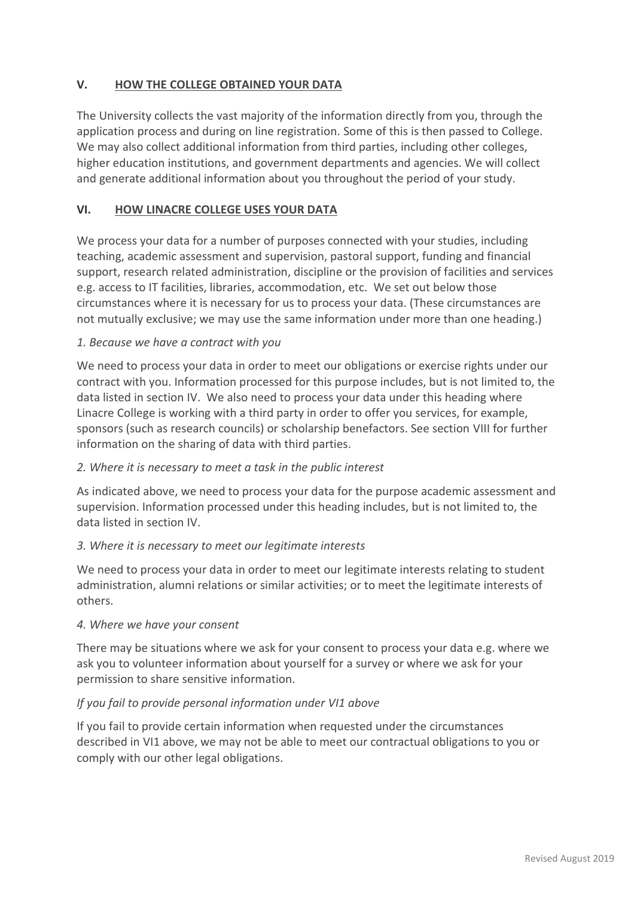## V. HOW THE COLLEGE OBTAINED YOUR DATA

The University collects the vast majority of the information directly from you, through the application process and during on line registration. Some of this is then passed to College. We may also collect additional information from third parties, including other colleges, higher education institutions, and government departments and agencies. We will collect and generate additional information about you throughout the period of your study.

## VI. HOW LINACRE COLLEGE USES YOUR DATA

We process your data for a number of purposes connected with your studies, including teaching, academic assessment and supervision, pastoral support, funding and financial support, research related administration, discipline or the provision of facilities and services e.g. access to IT facilities, libraries, accommodation, etc. We set out below those circumstances where it is necessary for us to process your data. (These circumstances are not mutually exclusive; we may use the same information under more than one heading.)

*1. Because we have a contract with you*

We need to process your data in order to meet our obligations or exercise rights under our contract with you. Information processed for this purpose includes, but is not limited to, the data listed in section IV. We also need to process your data under this heading where Linacre College is working with a third party in order to offer you services, for example, sponsors (such as research councils) or scholarship benefactors. See section VIII for further information on the sharing of data with third parties.

*2. Where it is necessary to meet a task in the public interest*

As indicated above, we need to process your data for the purpose academic assessment and supervision. Information processed under this heading includes, but is not limited to, the data listed in section IV.

*3. Where it is necessary to meet our legitimate interests*

We need to process your data in order to meet our legitimate interests relating to student administration, alumni relations or similar activities; or to meet the legitimate interests of others.

*4. Where we have your consent*

There may be situations where we ask for your consent to process your data e.g. where we ask you to volunteer information about yourself for a survey or where we ask for your permission to share sensitive information.

*If you fail to provide personal information under VI1 above*

If you fail to provide certain information when requested under the circumstances described in VI1 above, we may not be able to meet our contractual obligations to you or comply with our other legal obligations.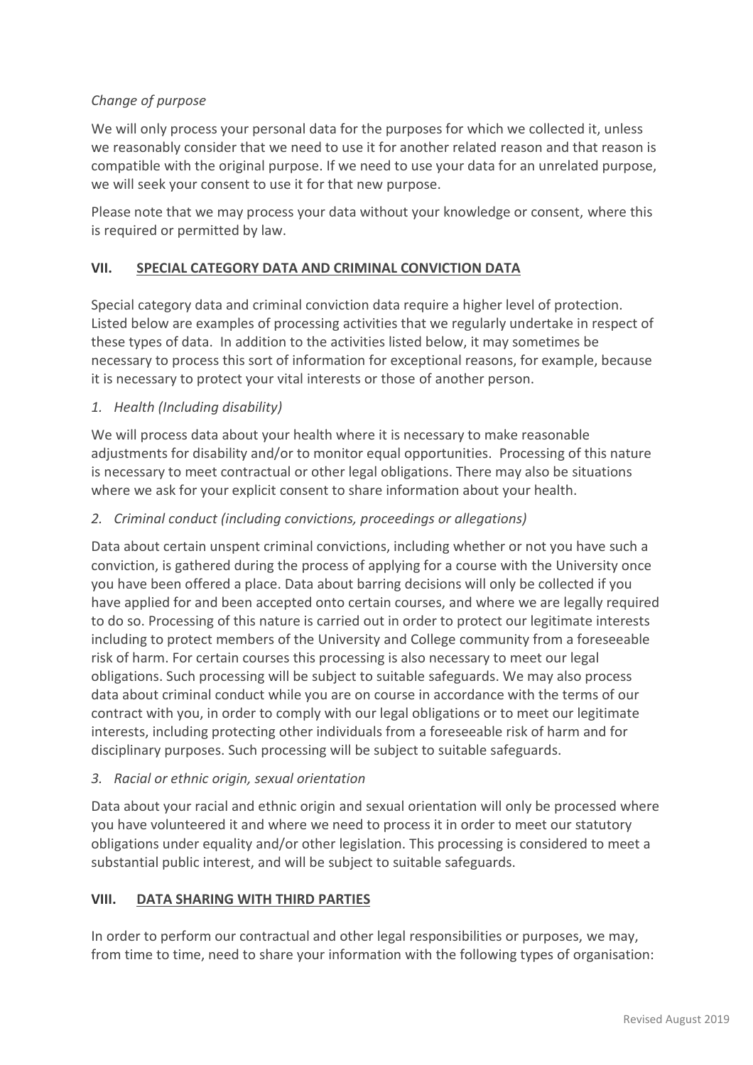*Change of purpose*

We will only process your personal data for the purposes for which we collected it, unless we reasonably consider that we need to use it for another related reason and that reason is compatible with the original purpose. If we need to use your data for an unrelated purpose, we will seek your consent to use it for that new purpose.

Please note that we may process your data without your knowledge or consent, where this is required or permitted by law.

## VII. SPECIAL CATEGORY DATA AND CRIMINAL CONVICTION DATA

Special category data and criminal conviction data require a higher level of protection. Listed below are examples of processing activities that we regularly undertake in respect of these types of data. In addition to the activities listed below, it may sometimes be necessary to process this sort of information for exceptional reasons, for example, because it is necessary to protect your vital interests or those of another person.

*1. Health (Including disability)*

We will process data about your health where it is necessary to make reasonable adjustments for disability and/or to monitor equal opportunities. Processing of this nature is necessary to meet contractual or other legal obligations. There may also be situations where we ask for your explicit consent to share information about your health.

*2. Criminal conduct (including convictions, proceedings or allegations)*

Data about certain unspent criminal convictions, including whether or not you have such a conviction, is gathered during the process of applying for a course with the University once you have been offered a place. Data about barring decisions will only be collected if you have applied for and been accepted onto certain courses, and where we are legally required to do so. Processing of this nature is carried out in order to protect our legitimate interests including to protect members of the University and College community from a foreseeable risk of harm. For certain courses this processing is also necessary to meet our legal obligations. Such processing will be subject to suitable safeguards. We may also process data about criminal conduct while you are on course in accordance with the terms of our contract with you, in order to comply with our legal obligations or to meet our legitimate interests, including protecting other individuals from a foreseeable risk of harm and for disciplinary purposes. Such processing will be subject to suitable safeguards.

*3. Racial or ethnic origin, sexual orientation*

Data about your racial and ethnic origin and sexual orientation will only be processed where you have volunteered it and where we need to process it in order to meet our statutory obligations under equality and/or other legislation. This processing is considered to meet a substantial public interest, and will be subject to suitable safeguards.

## VIII. DATA SHARING WITH THIRD PARTIES

In order to perform our contractual and other legal responsibilities or purposes, we may, from time to time, need to share your information with the following types of organisation: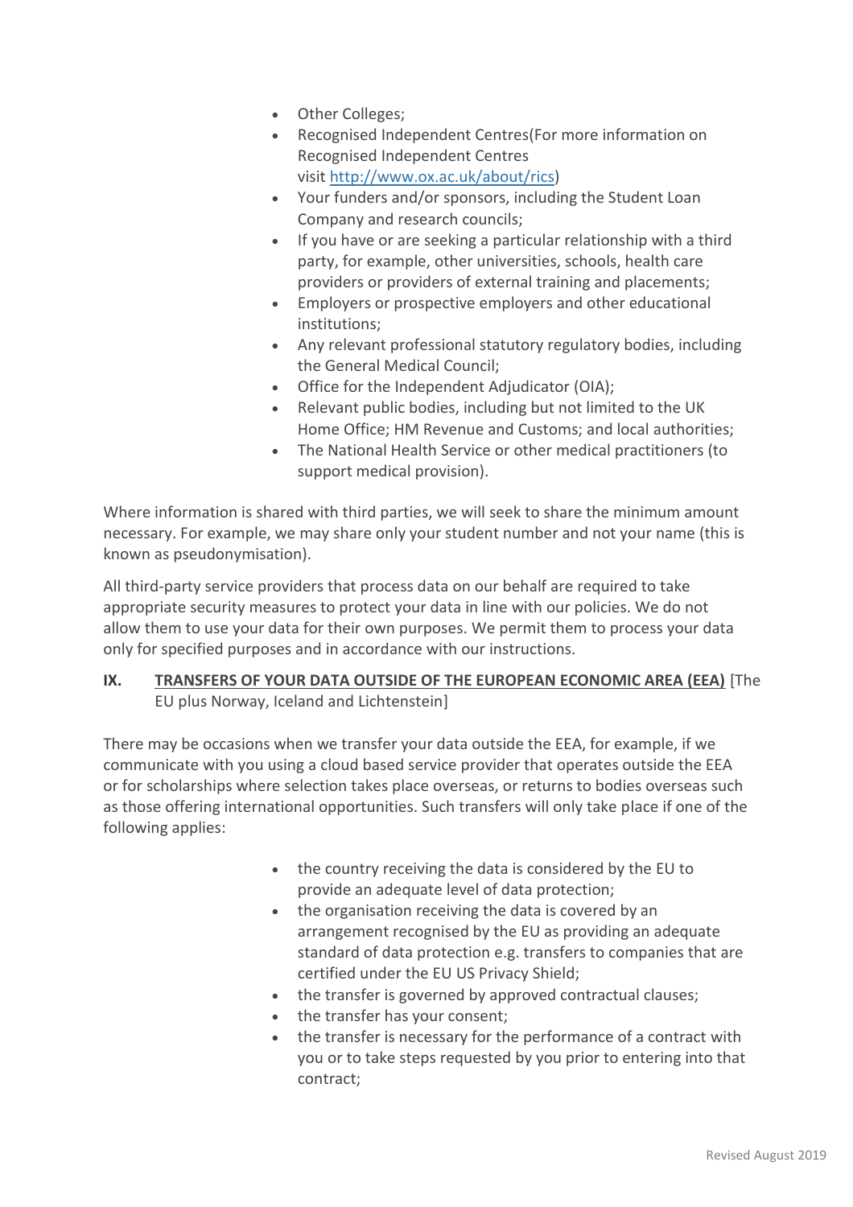- Other Colleges;
- Recognised Independent Centres(For more information on Recognised Independent Centres visit http://www.ox.ac.uk/about/rics)
- Your funders and/or sponsors, including the Student Loan Company and research councils;
- If you have or are seeking a particular relationship with a third party, for example, other universities, schools, health care providers or providers of external training and placements;
- Employers or prospective employers and other educational institutions;
- Any relevant professional statutory regulatory bodies, including the General Medical Council;
- Office for the Independent Adjudicator (OIA);
- Relevant public bodies, including but not limited to the UK Home Office; HM Revenue and Customs; and local authorities;
- The National Health Service or other medical practitioners (to support medical provision).

Where information is shared with third parties, we will seek to share the minimum amount necessary. For example, we may share only your student number and not your name (this is known as pseudonymisation).

All third-party service providers that process data on our behalf are required to take appropriate security measures to protect your data in line with our policies. We do not allow them to use your data for their own purposes. We permit them to process your data only for specified purposes and in accordance with our instructions.

## IX. TRANSFERS OF YOUR DATA OUTSIDE OF THE EUROPEAN ECONOMIC AREA (EEA) [The EU plus Norway, Iceland and Lichtenstein]

There may be occasions when we transfer your data outside the EEA, for example, if we communicate with you using a cloud based service provider that operates outside the EEA or for scholarships where selection takes place overseas, or returns to bodies overseas such as those offering international opportunities. Such transfers will only take place if one of the following applies:

- the country receiving the data is considered by the EU to provide an adequate level of data protection;
- the organisation receiving the data is covered by an arrangement recognised by the EU as providing an adequate standard of data protection e.g. transfers to companies that are certified under the EU US Privacy Shield;
- the transfer is governed by approved contractual clauses;
- the transfer has your consent;
- the transfer is necessary for the performance of a contract with you or to take steps requested by you prior to entering into that contract;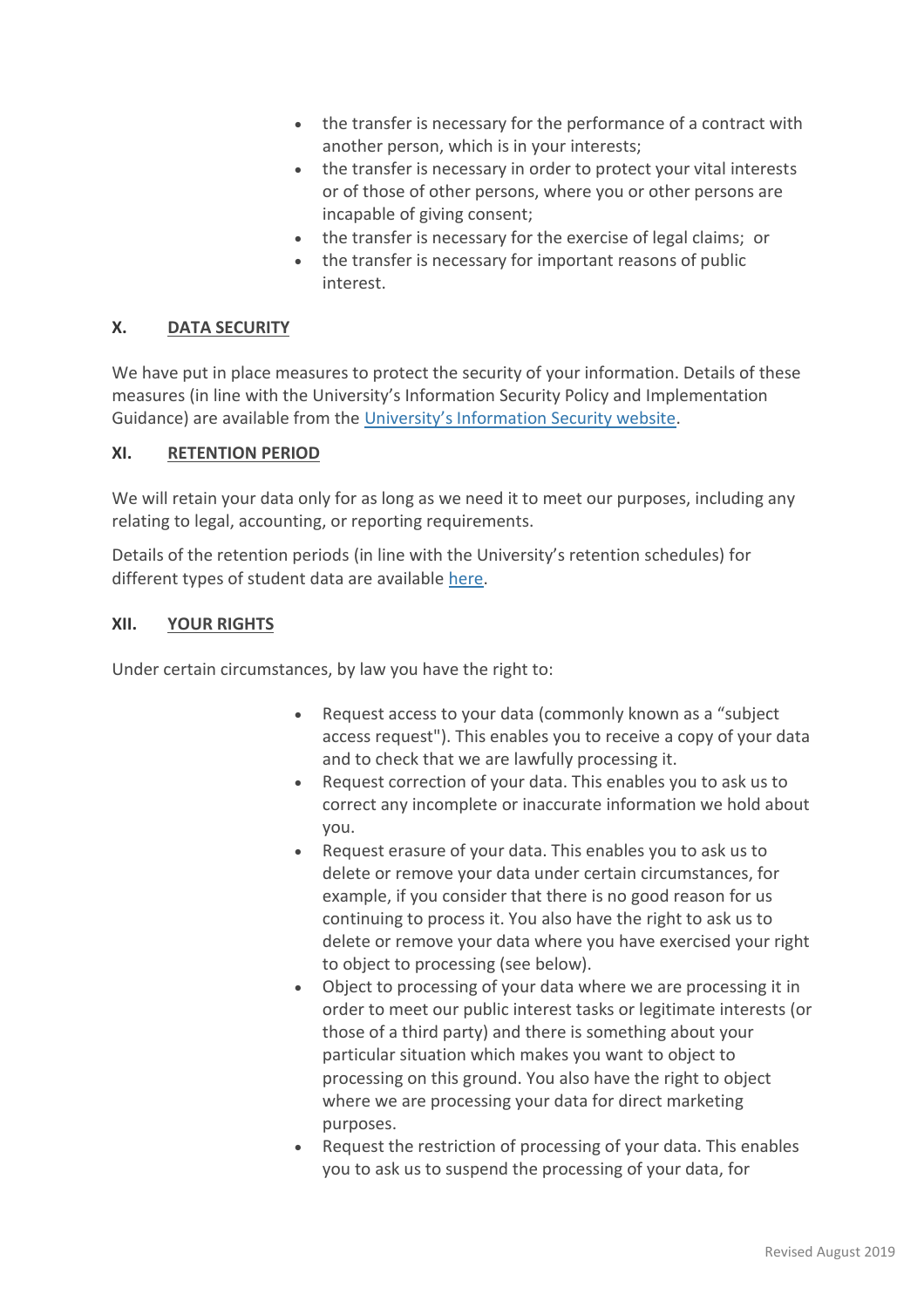- the transfer is necessary for the performance of a contract with another person, which is in your interests;
- the transfer is necessary in order to protect your vital interests or of those of other persons, where you or other persons are incapable of giving consent;
- the transfer is necessary for the exercise of legal claims; or
- the transfer is necessary for important reasons of public interest.

## X. DATA SECURITY

We have put in place measures to protect the security of your information. Details of these measures (in line with the University's Information Security Policy and Implementation Guidance) are available from the University's Information Security website.

## XI. RETENTION PERIOD

We will retain your data only for as long as we need it to meet our purposes, including any relating to legal, accounting, or reporting requirements.

Details of the retention periods (in line with the University's retention schedules) for different types of student data are available here.

## XII. YOUR RIGHTS

Under certain circumstances, by law you have the right to:

- Request access to your data (commonly known as a "subject access request"). This enables you to receive a copy of your data and to check that we are lawfully processing it.
- Request correction of your data. This enables you to ask us to correct any incomplete or inaccurate information we hold about you.
- Request erasure of your data. This enables you to ask us to delete or remove your data under certain circumstances, for example, if you consider that there is no good reason for us continuing to process it. You also have the right to ask us to delete or remove your data where you have exercised your right to object to processing (see below).
- Object to processing of your data where we are processing it in order to meet our public interest tasks or legitimate interests (or those of a third party) and there is something about your particular situation which makes you want to object to processing on this ground. You also have the right to object where we are processing your data for direct marketing purposes.
- Request the restriction of processing of your data. This enables you to ask us to suspend the processing of your data, for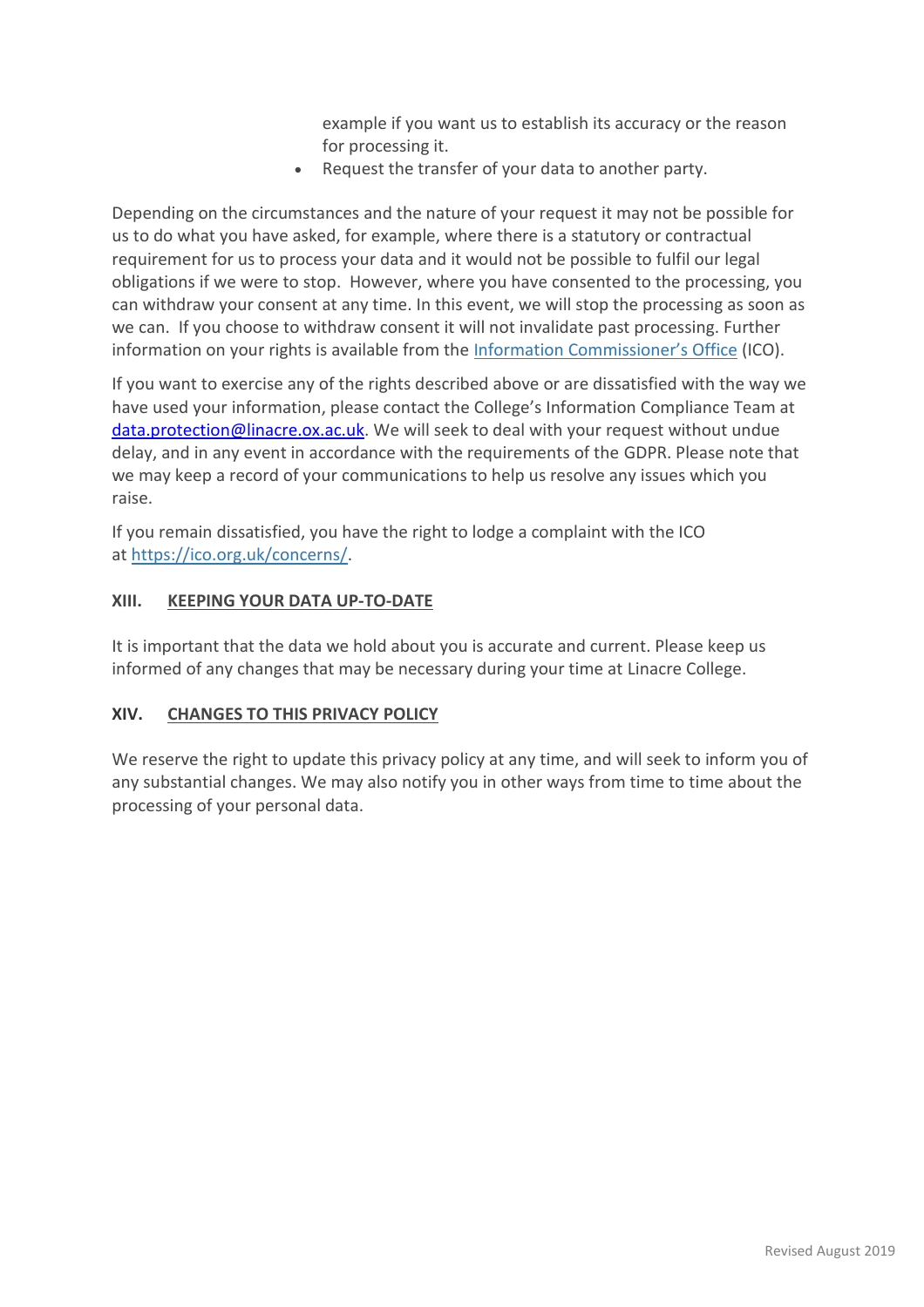example if you want us to establish its accuracy or the reason for processing it.

- Request the transfer of your data to another party.

Depending on the circumstances and the nature of your request it may not be possible for us to do what you have asked, for example, where there is a statutory or contractual requirement for us to process your data and it would not be possible to fulfil our legal obligations if we were to stop. However, where you have consented to the processing, you can withdraw your consent at any time. In this event, we will stop the processing as soon as we can. If you choose to withdraw consent it will not invalidate past processing. Further information on your rights is available from the Information Commissioner's Office (ICO).

If you want to exercise any of the rights described above or are dissatisfied with the way we have used your information, please contact the College's Information Compliance Team at data.protection@linacre.ox.ac.uk. We will seek to deal with your request without undue delay, and in any event in accordance with the requirements of the GDPR. Please note that we may keep a record of your communications to help us resolve any issues which you raise.

If you remain dissatisfied, you have the right to lodge a complaint with the ICO at https://ico.org.uk/concerns/.

## XIII. KEEPING YOUR DATA UP-TO-DATE

It is important that the data we hold about you is accurate and current. Please keep us informed of any changes that may be necessary during your time at Linacre College.

## XIV. CHANGES TO THIS PRIVACY POLICY

We reserve the right to update this privacy policy at any time, and will seek to inform you of any substantial changes. We may also notify you in other ways from time to time about the processing of your personal data.

Revised August 2019